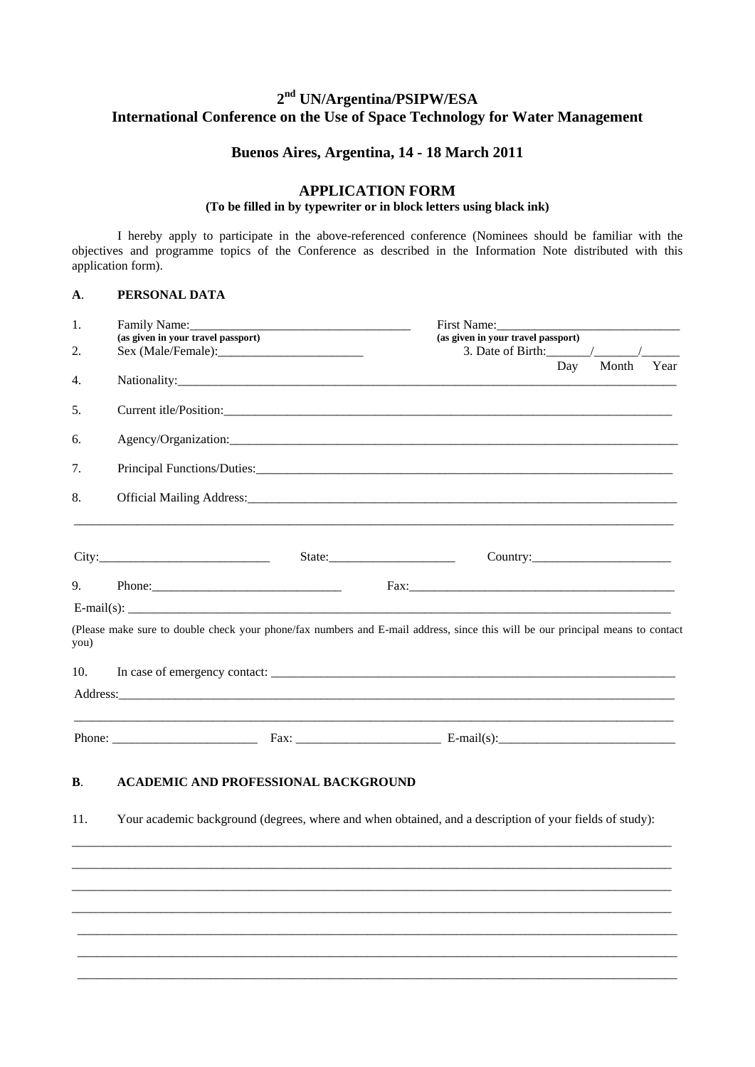# 2nd UN/Argentina/PSIPW/ESA International Conference on the Use of Space Technology for Water Management

## Buenos Aires, Argentina, 14 - 18 March 2011

## APPLICATION FORM

**(To be filled in by typewriter or in block letters using black ink)**

I hereby apply to participate in the above-referenced conference (Nominees should be familiar with the objectives and programme topics of the Conference as described in the Information Note distributed with this application form).

### A. PERSONAL DATA

1. Family Name:___________________________________ First Name:_____________________________
   **(as given in your travel passport)** **(as given in your travel passport)**
2. Sex (Male/Female):_______________________ 3. Date of Birth:_______/_______/______
   Day Month Year
4. Nationality:______________________________________________________________________________
5. Current itle/Position:______________________________________________________________________
6. Agency/Organization:______________________________________________________________________
7. Principal Functions/Duties:__________________________________________________________________
8. Official Mailing Address:___________________________________________________________________

_____________________________________________________________________________________________

City:___________________________ State:____________________ Country:_____________________

9. Phone:______________________________ Fax:_____________________________________________

E-mail(s): _____________________________________________________________________________

(Please make sure to double check your phone/fax numbers and E-mail address, since this will be our principal means to contact you)

10. In case of emergency contact: _____________________________________________________________

Address:__________________________________________________________________________________

_____________________________________________________________________________________________

Phone: ______________________ Fax: ______________________ E-mail(s):___________________________

### B. ACADEMIC AND PROFESSIONAL BACKGROUND

11. Your academic background (degrees, where and when obtained, and a description of your fields of study):

_____________________________________________________________________________________________

_____________________________________________________________________________________________

_____________________________________________________________________________________________

_____________________________________________________________________________________________

_____________________________________________________________________________________________

_____________________________________________________________________________________________

_____________________________________________________________________________________________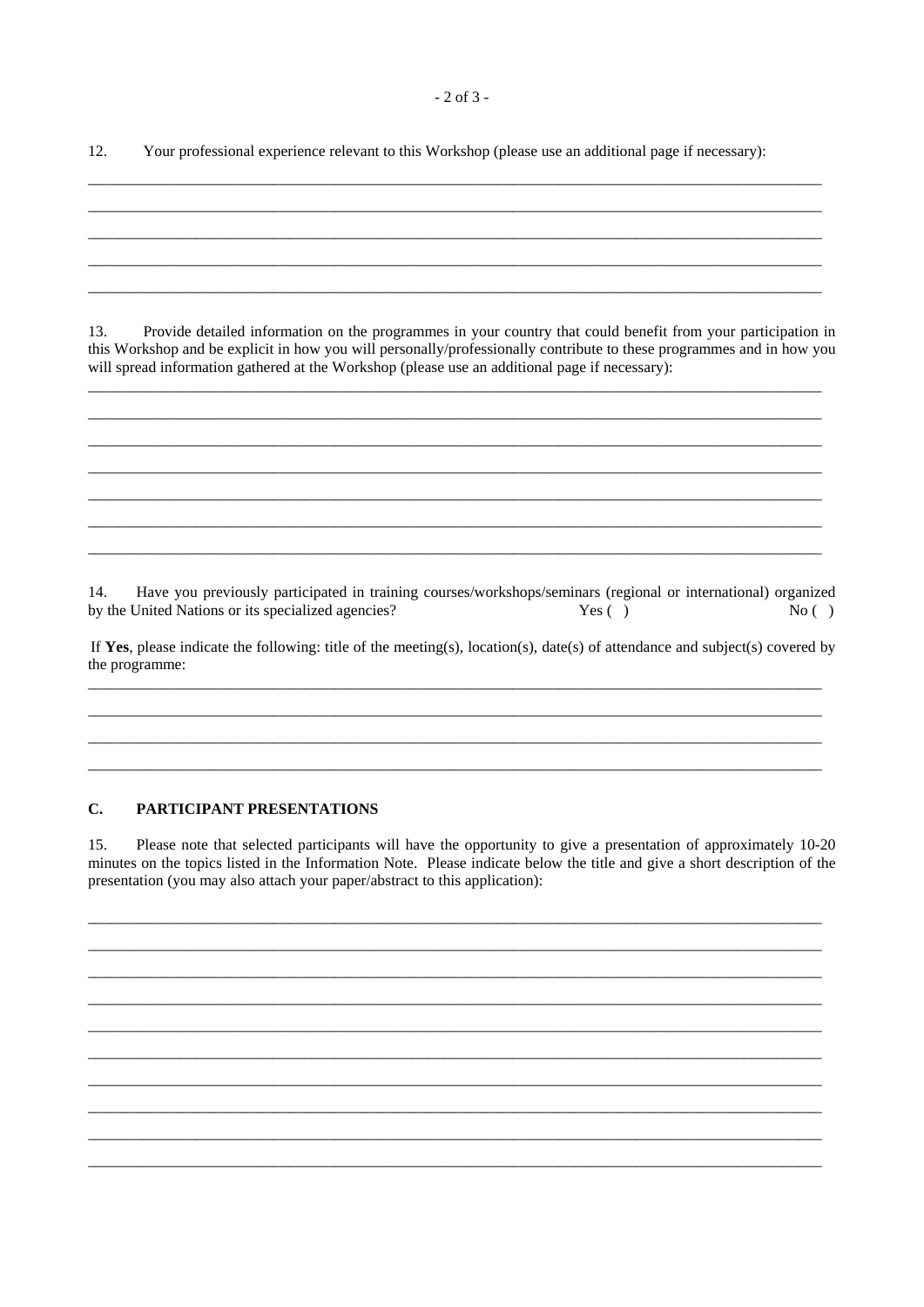12. Your professional experience relevant to this Workshop (please use an additional page if necessary):

_______________________________________________________________________________________________

_______________________________________________________________________________________________

_______________________________________________________________________________________________

_______________________________________________________________________________________________

_______________________________________________________________________________________________

13. Provide detailed information on the programmes in your country that could benefit from your participation in this Workshop and be explicit in how you will personally/professionally contribute to these programmes and in how you will spread information gathered at the Workshop (please use an additional page if necessary):

_______________________________________________________________________________________________

_______________________________________________________________________________________________

_______________________________________________________________________________________________

_______________________________________________________________________________________________

_______________________________________________________________________________________________

_______________________________________________________________________________________________

_______________________________________________________________________________________________

14. Have you previously participated in training courses/workshops/seminars (regional or international) organized by the United Nations or its specialized agencies? Yes ( ) No ( )

If **Yes**, please indicate the following: title of the meeting(s), location(s), date(s) of attendance and subject(s) covered by the programme:

_______________________________________________________________________________________________

_______________________________________________________________________________________________

_______________________________________________________________________________________________

_______________________________________________________________________________________________

## C. PARTICIPANT PRESENTATIONS

15. Please note that selected participants will have the opportunity to give a presentation of approximately 10-20 minutes on the topics listed in the Information Note. Please indicate below the title and give a short description of the presentation (you may also attach your paper/abstract to this application):

_______________________________________________________________________________________________

_______________________________________________________________________________________________

_______________________________________________________________________________________________

_______________________________________________________________________________________________

_______________________________________________________________________________________________

_______________________________________________________________________________________________

_______________________________________________________________________________________________

_______________________________________________________________________________________________

_______________________________________________________________________________________________

_______________________________________________________________________________________________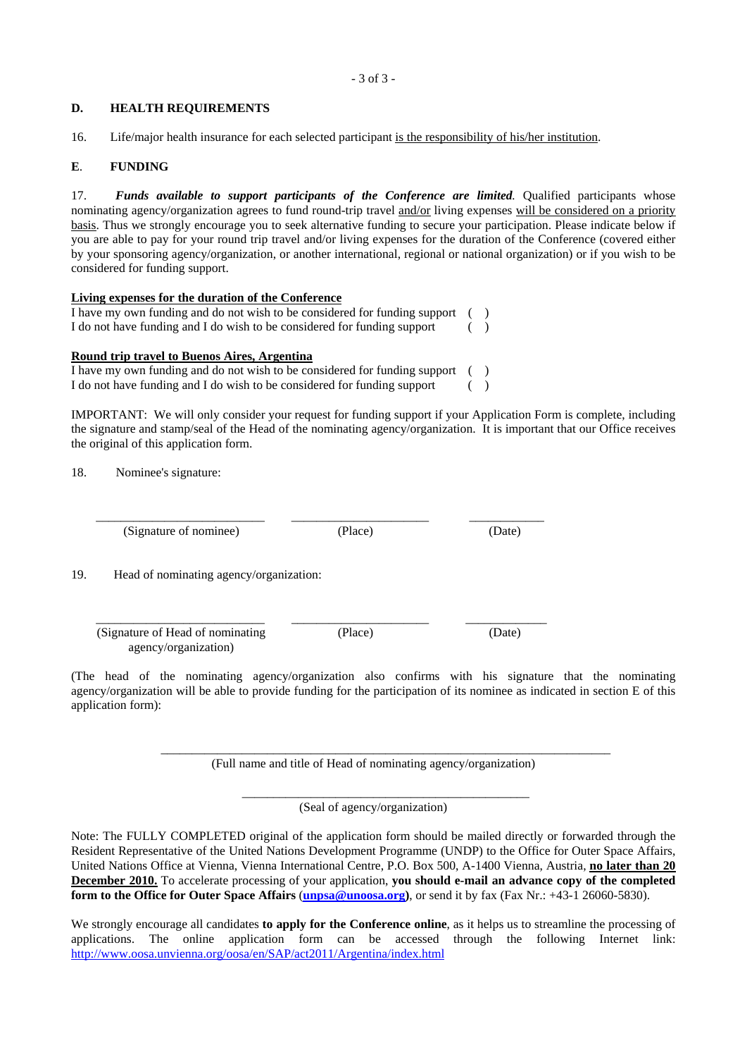## D. HEALTH REQUIREMENTS

16. Life/major health insurance for each selected participant is the responsibility of his/her institution.

## E. FUNDING

17. ***Funds available to support participants of the Conference are limited.*** Qualified participants whose nominating agency/organization agrees to fund round-trip travel and/or living expenses will be considered on a priority basis. Thus we strongly encourage you to seek alternative funding to secure your participation. Please indicate below if you are able to pay for your round trip travel and/or living expenses for the duration of the Conference (covered either by your sponsoring agency/organization, or another international, regional or national organization) or if you wish to be considered for funding support.

**Living expenses for the duration of the Conference**

I have my own funding and do not wish to be considered for funding support ( )
I do not have funding and I do wish to be considered for funding support ( )

**Round trip travel to Buenos Aires, Argentina**

I have my own funding and do not wish to be considered for funding support ( )
I do not have funding and I do wish to be considered for funding support ( )

IMPORTANT: We will only consider your request for funding support if your Application Form is complete, including the signature and stamp/seal of the Head of the nominating agency/organization. It is important that our Office receives the original of this application form.

18. Nominee's signature:

\_\_\_\_\_\_\_\_\_\_\_\_\_\_\_\_\_\_\_\_\_\_\_\_\_\_ \_\_\_\_\_\_\_\_\_\_\_\_\_\_\_\_\_\_\_\_\_\_ \_\_\_\_\_\_\_\_\_\_\_\_
(Signature of nominee) (Place) (Date)

19. Head of nominating agency/organization:

\_\_\_\_\_\_\_\_\_\_\_\_\_\_\_\_\_\_\_\_\_\_\_\_\_\_ \_\_\_\_\_\_\_\_\_\_\_\_\_\_\_\_\_\_\_\_\_\_ \_\_\_\_\_\_\_\_\_\_\_\_
(Signature of Head of nominating agency/organization) (Place) (Date)

(The head of the nominating agency/organization also confirms with his signature that the nominating agency/organization will be able to provide funding for the participation of its nominee as indicated in section E of this application form):

\_\_\_\_\_\_\_\_\_\_\_\_\_\_\_\_\_\_\_\_\_\_\_\_\_\_\_\_\_\_\_\_\_\_\_\_\_\_\_\_\_\_\_\_\_\_\_\_\_\_\_\_\_\_\_\_\_\_\_\_\_\_\_\_\_\_
(Full name and title of Head of nominating agency/organization)

\_\_\_\_\_\_\_\_\_\_\_\_\_\_\_\_\_\_\_\_\_\_\_\_\_\_\_\_\_\_\_\_\_\_\_\_\_\_\_\_\_\_\_\_\_
(Seal of agency/organization)

Note: The FULLY COMPLETED original of the application form should be mailed directly or forwarded through the Resident Representative of the United Nations Development Programme (UNDP) to the Office for Outer Space Affairs, United Nations Office at Vienna, Vienna International Centre, P.O. Box 500, A-1400 Vienna, Austria, **no later than 20 December 2010.** To accelerate processing of your application, **you should e-mail an advance copy of the completed form to the Office for Outer Space Affairs (unpsa@unoosa.org)**, or send it by fax (Fax Nr.: +43-1 26060-5830).

We strongly encourage all candidates **to apply for the Conference online**, as it helps us to streamline the processing of applications. The online application form can be accessed through the following Internet link: http://www.oosa.unvienna.org/oosa/en/SAP/act2011/Argentina/index.html